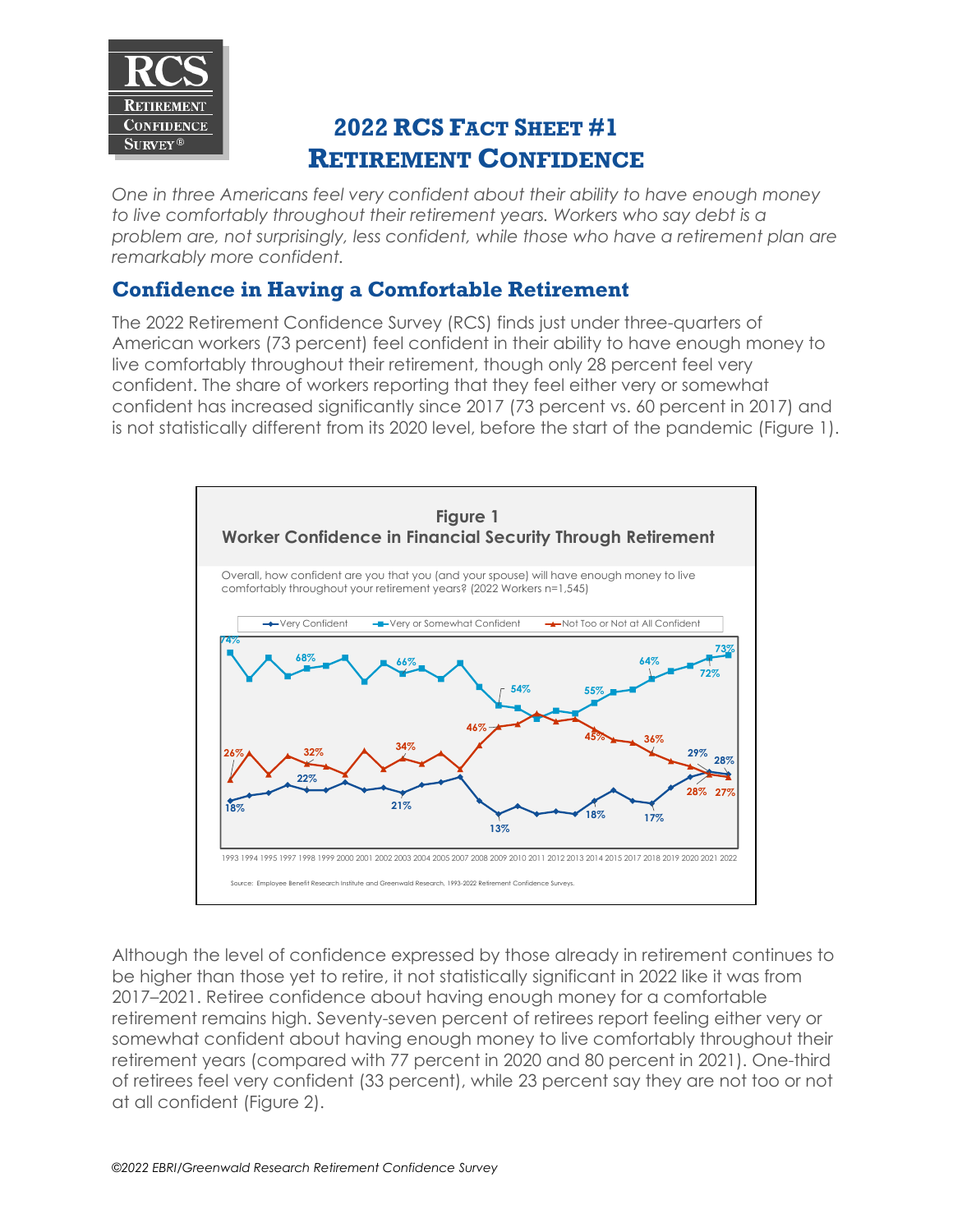# 2022 RCS Fact Sheet #1
# Retirement Confidence

*One in three Americans feel very confident about their ability to have enough money to live comfortably throughout their retirement years. Workers who say debt is a problem are, not surprisingly, less confident, while those who have a retirement plan are remarkably more confident.*

## Confidence in Having a Comfortable Retirement

The 2022 Retirement Confidence Survey (RCS) finds just under three-quarters of American workers (73 percent) feel confident in their ability to have enough money to live comfortably throughout their retirement, though only 28 percent feel very confident. The share of workers reporting that they feel either very or somewhat confident has increased significantly since 2017 (73 percent vs. 60 percent in 2017) and is not statistically different from its 2020 level, before the start of the pandemic (Figure 1).

**Figure 1**
**Worker Confidence in Financial Security Through Retirement**

Overall, how confident are you that you (and your spouse) will have enough money to live comfortably throughout your retirement years? (2022 Workers n=1,545)

Source: Employee Benefit Research Institute and Greenwald Research, 1993-2022 Retirement Confidence Surveys.

Although the level of confidence expressed by those already in retirement continues to be higher than those yet to retire, it not statistically significant in 2022 like it was from 2017–2021. Retiree confidence about having enough money for a comfortable retirement remains high. Seventy-seven percent of retirees report feeling either very or somewhat confident about having enough money to live comfortably throughout their retirement years (compared with 77 percent in 2020 and 80 percent in 2021). One-third of retirees feel very confident (33 percent), while 23 percent say they are not too or not at all confident (Figure 2).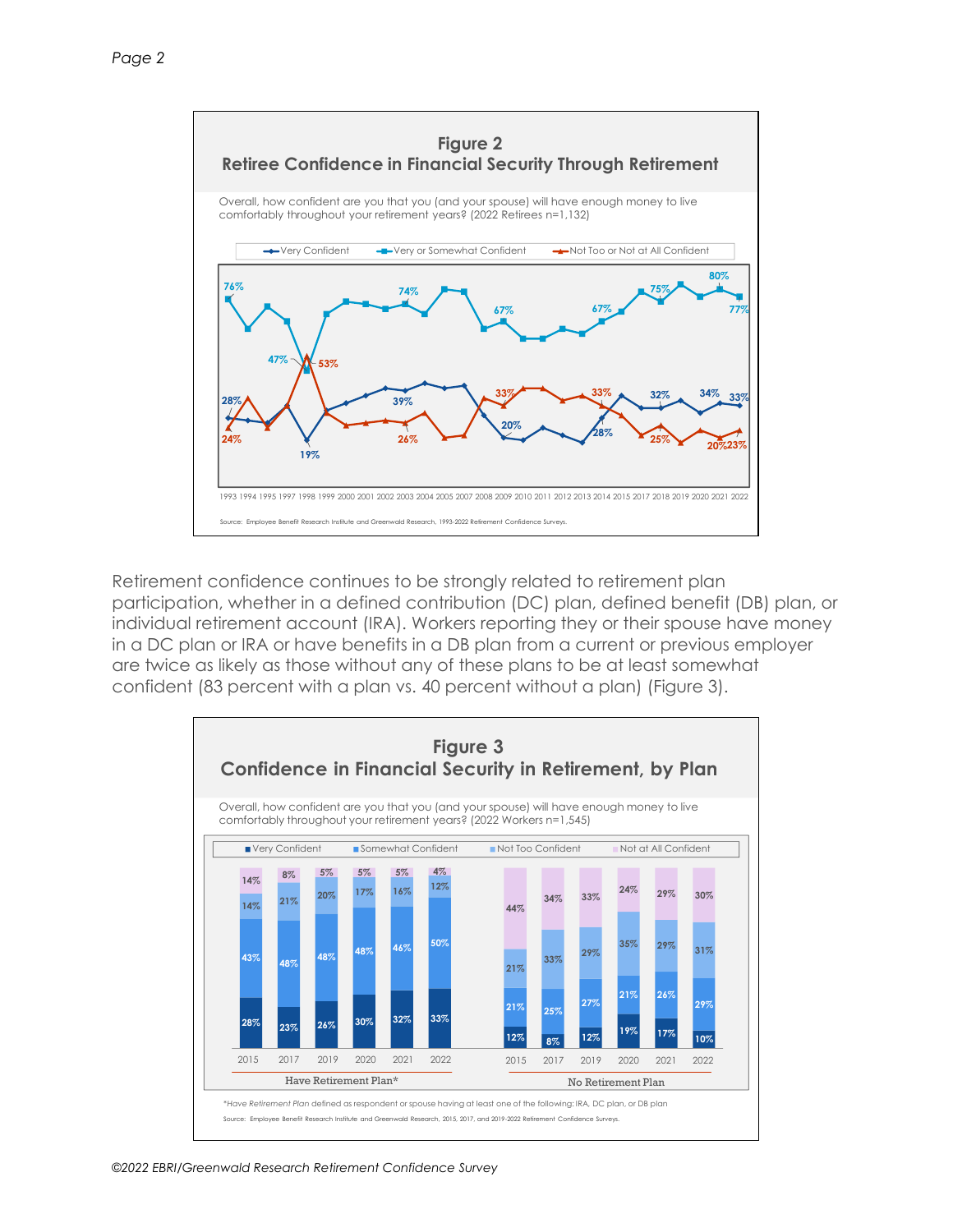**Figure 2**
**Retiree Confidence in Financial Security Through Retirement**

Overall, how confident are you that you (and your spouse) will have enough money to live comfortably throughout your retirement years? (2022 Retirees n=1,132)

Source: Employee Benefit Research Institute and Greenwald Research, 1993-2022 Retirement Confidence Surveys.

Retirement confidence continues to be strongly related to retirement plan participation, whether in a defined contribution (DC) plan, defined benefit (DB) plan, or individual retirement account (IRA). Workers reporting they or their spouse have money in a DC plan or IRA or have benefits in a DB plan from a current or previous employer are twice as likely as those without any of these plans to be at least somewhat confident (83 percent with a plan vs. 40 percent without a plan) (Figure 3).

**Figure 3**
**Confidence in Financial Security in Retirement, by Plan**

Overall, how confident are you that you (and your spouse) will have enough money to live comfortably throughout your retirement years? (2022 Workers n=1,545)

| | Have Retirement Plan* | | | | | | No Retirement Plan | | | | | |
|---|---|---|---|---|---|---|---|---|---|---|---|---|
| | 2015 | 2017 | 2019 | 2020 | 2021 | 2022 | 2015 | 2017 | 2019 | 2020 | 2021 | 2022 |
| Very Confident | 28% | 23% | 26% | 30% | 32% | 33% | 12% | 8% | 12% | 19% | 17% | 10% |
| Somewhat Confident | 43% | 48% | 48% | 48% | 46% | 50% | 21% | 25% | 27% | 21% | 26% | 29% |
| Not Too Confident | 14% | 21% | 20% | 17% | 16% | 12% | 21% | 33% | 29% | 35% | 29% | 31% |
| Not at All Confident | 14% | 8% | 5% | 5% | 5% | 4% | 44% | 34% | 33% | 24% | 29% | 30% |

**Have Retirement Plan* defined as respondent or spouse having at least one of the following: IRA, DC plan, or DB plan*

Source: Employee Benefit Research Institute and Greenwald Research, 2015, 2017, and 2019-2022 Retirement Confidence Surveys.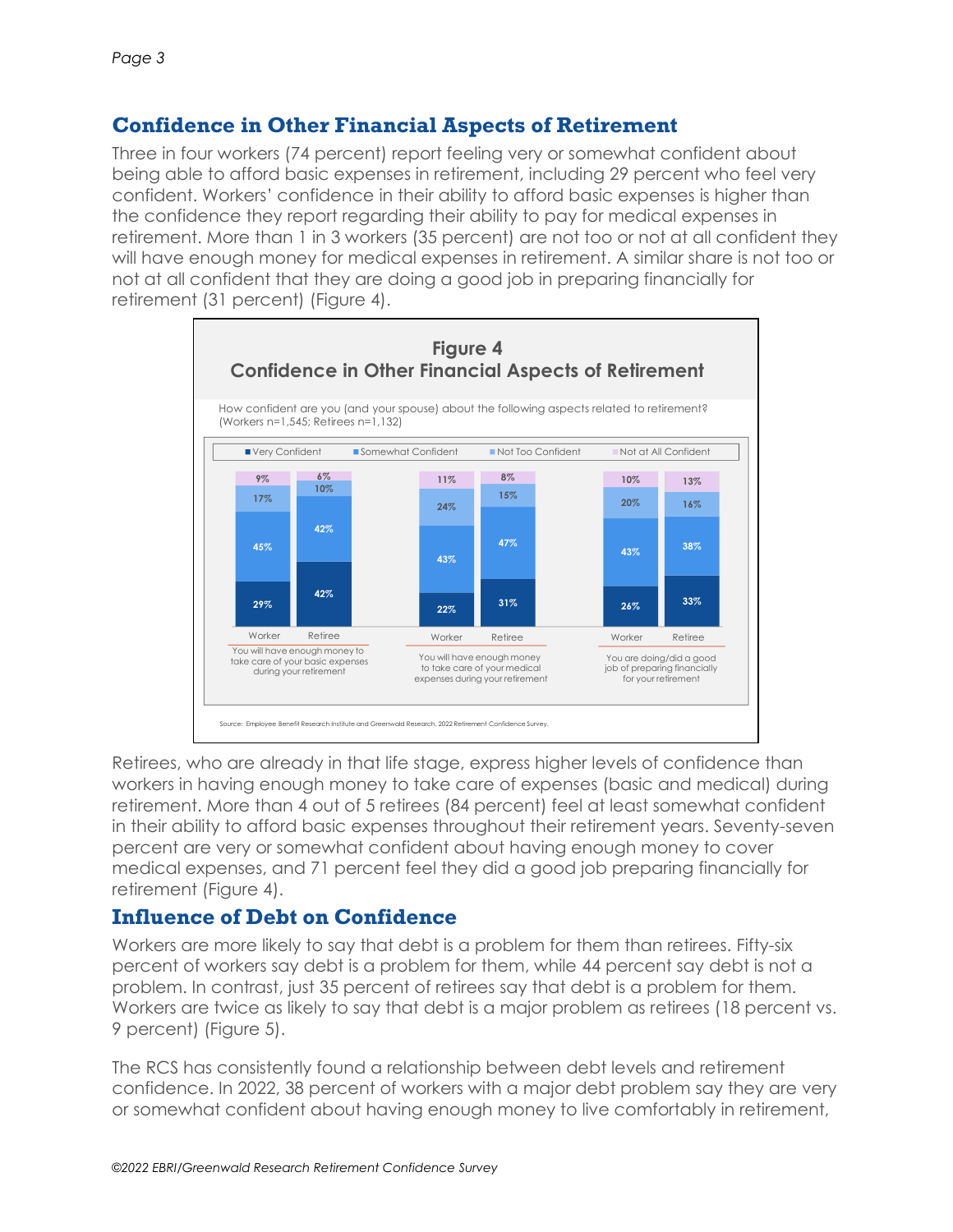## Confidence in Other Financial Aspects of Retirement

Three in four workers (74 percent) report feeling very or somewhat confident about being able to afford basic expenses in retirement, including 29 percent who feel very confident. Workers' confidence in their ability to afford basic expenses is higher than the confidence they report regarding their ability to pay for medical expenses in retirement. More than 1 in 3 workers (35 percent) are not too or not at all confident they will have enough money for medical expenses in retirement. A similar share is not too or not at all confident that they are doing a good job in preparing financially for retirement (31 percent) (Figure 4).

**Figure 4**
**Confidence in Other Financial Aspects of Retirement**

How confident are you (and your spouse) about the following aspects related to retirement? (Workers n=1,545; Retirees n=1,132)

| | Very Confident | Somewhat Confident | Not Too Confident | Not at All Confident |
|---|---|---|---|---|
| You will have enough money to take care of your basic expenses during your retirement – Worker | 29% | 45% | 17% | 9% |
| You will have enough money to take care of your basic expenses during your retirement – Retiree | 42% | 42% | 10% | 6% |
| You will have enough money to take care of your medical expenses during your retirement – Worker | 22% | 43% | 24% | 11% |
| You will have enough money to take care of your medical expenses during your retirement – Retiree | 31% | 47% | 15% | 8% |
| You are doing/did a good job of preparing financially for your retirement – Worker | 26% | 43% | 20% | 10% |
| You are doing/did a good job of preparing financially for your retirement – Retiree | 33% | 38% | 16% | 13% |

Source: Employee Benefit Research Institute and Greenwald Research, 2022 Retirement Confidence Survey.

Retirees, who are already in that life stage, express higher levels of confidence than workers in having enough money to take care of expenses (basic and medical) during retirement. More than 4 out of 5 retirees (84 percent) feel at least somewhat confident in their ability to afford basic expenses throughout their retirement years. Seventy-seven percent are very or somewhat confident about having enough money to cover medical expenses, and 71 percent feel they did a good job preparing financially for retirement (Figure 4).

## Influence of Debt on Confidence

Workers are more likely to say that debt is a problem for them than retirees. Fifty-six percent of workers say debt is a problem for them, while 44 percent say debt is not a problem. In contrast, just 35 percent of retirees say that debt is a problem for them. Workers are twice as likely to say that debt is a major problem as retirees (18 percent vs. 9 percent) (Figure 5).

The RCS has consistently found a relationship between debt levels and retirement confidence. In 2022, 38 percent of workers with a major debt problem say they are very or somewhat confident about having enough money to live comfortably in retirement,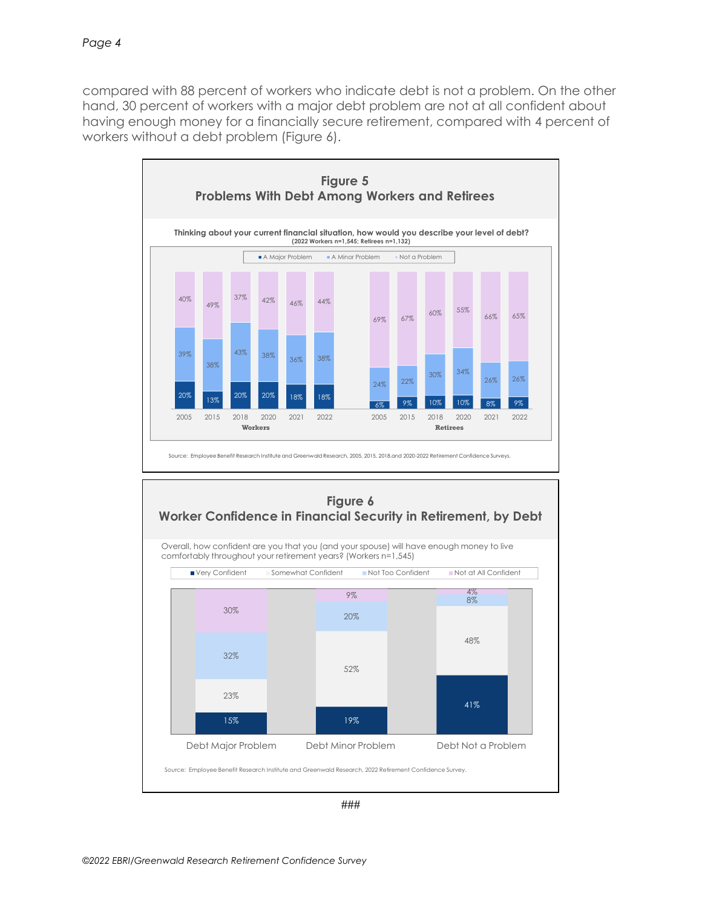compared with 88 percent of workers who indicate debt is not a problem. On the other hand, 30 percent of workers with a major debt problem are not at all confident about having enough money for a financially secure retirement, compared with 4 percent of workers without a debt problem (Figure 6).

## Figure 5
## Problems With Debt Among Workers and Retirees

**Thinking about your current financial situation, how would you describe your level of debt?**
**(2022 Workers n=1,545; Retirees n=1,132)**

A Major Problem
A Minor Problem
Not a Problem

Workers: 2005, 2015, 2018, 2020, 2021, 2022

Not a Problem: 40%, 49%, 37%, 42%, 46%, 44%
A Minor Problem: 39%, 38%, 43%, 38%, 36%, 38%
A Major Problem: 20%, 13%, 20%, 20%, 18%, 18%

Retirees: 2005, 2015, 2018, 2020, 2021, 2022

Not a Problem: 69%, 67%, 60%, 55%, 66%, 65%
A Minor Problem: 24%, 22%, 30%, 34%, 26%, 26%
A Major Problem: 6%, 9%, 10%, 10%, 8%, 9%

Source: Employee Benefit Research Institute and Greenwald Research, 2005, 2015, 2018,and 2020-2022 Retirement Confidence Surveys.

## Figure 6
## Worker Confidence in Financial Security in Retirement, by Debt

Overall, how confident are you that you (and your spouse) will have enough money to live comfortably throughout your retirement years? (Workers n=1,545)

Very Confident
Somewhat Confident
Not Too Confident
Not at All Confident

Debt Major Problem: 30%, 32%, 23%, 15%

Debt Minor Problem: 9%, 20%, 52%, 19%

Debt Not a Problem: 4%, 8%, 48%, 41%

Source: Employee Benefit Research Institute and Greenwald Research, 2022 Retirement Confidence Survey.

###